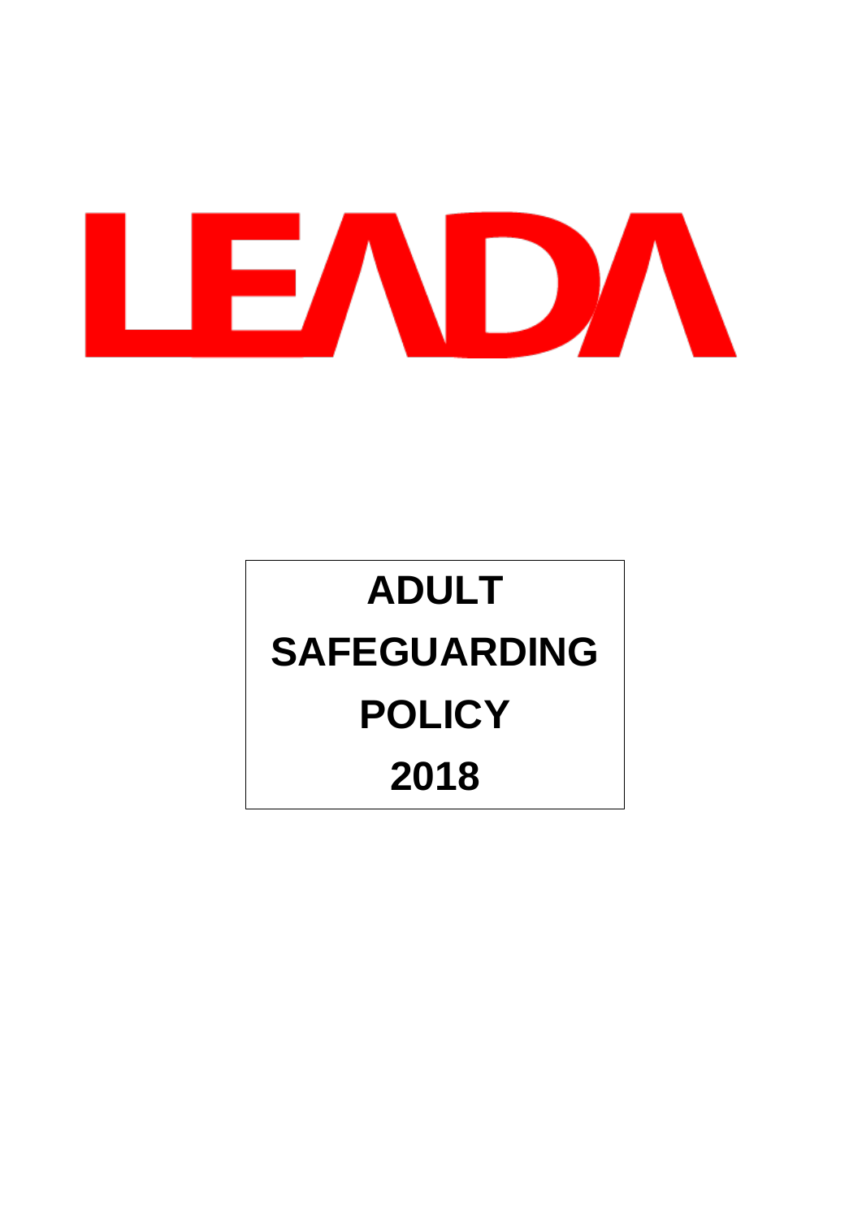# LEADA

# ADULT SAFEGUARDING POLICY 2018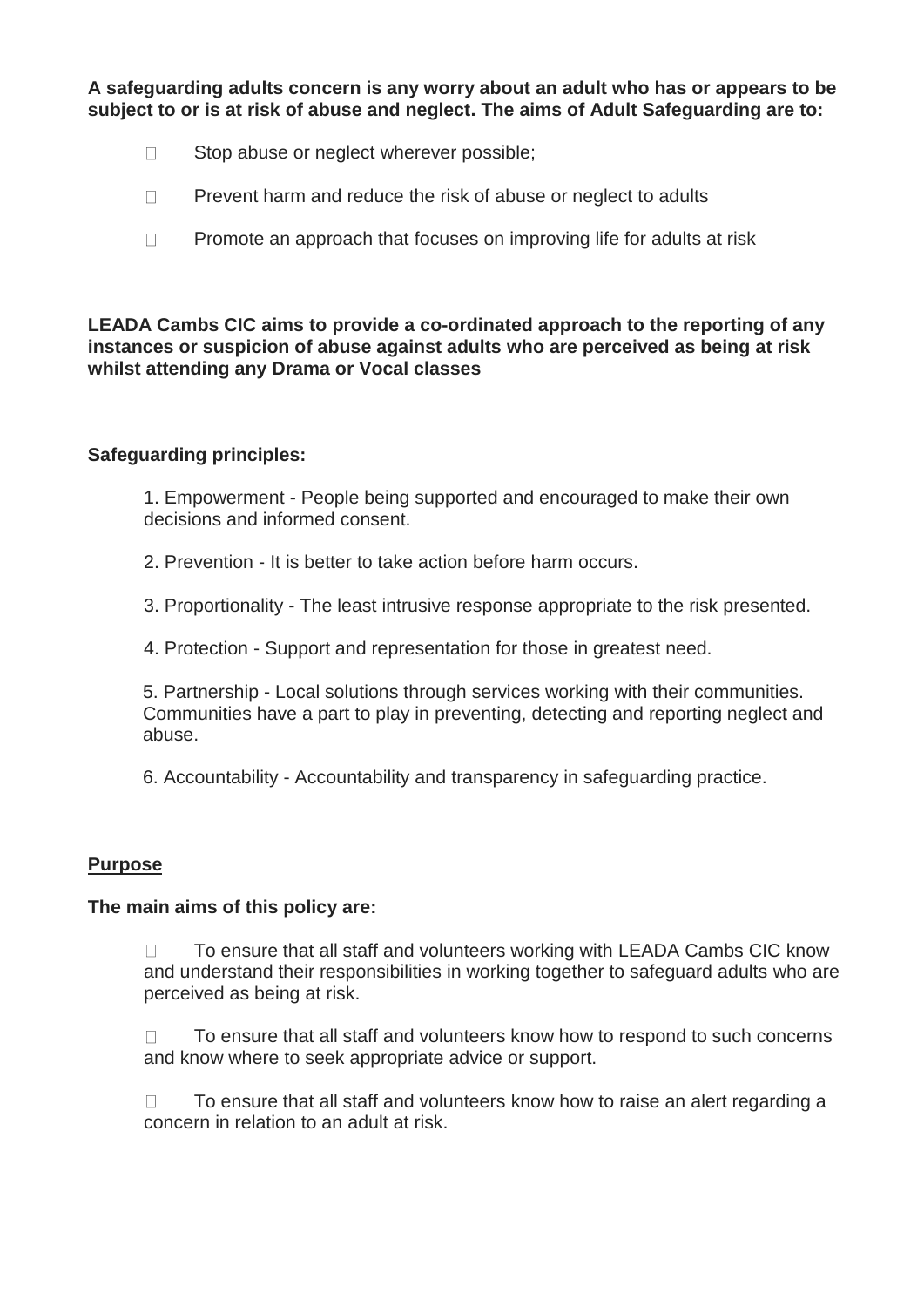**A safeguarding adults concern is any worry about an adult who has or appears to be subject to or is at risk of abuse and neglect. The aims of Adult Safeguarding are to:**

- Stop abuse or neglect wherever possible;
- Prevent harm and reduce the risk of abuse or neglect to adults
- Promote an approach that focuses on improving life for adults at risk

**LEADA Cambs CIC aims to provide a co-ordinated approach to the reporting of any instances or suspicion of abuse against adults who are perceived as being at risk whilst attending any Drama or Vocal classes**

**Safeguarding principles:**

1. Empowerment - People being supported and encouraged to make their own decisions and informed consent.
2. Prevention - It is better to take action before harm occurs.
3. Proportionality - The least intrusive response appropriate to the risk presented.
4. Protection - Support and representation for those in greatest need.
5. Partnership - Local solutions through services working with their communities. Communities have a part to play in preventing, detecting and reporting neglect and abuse.
6. Accountability - Accountability and transparency in safeguarding practice.

**<u>Purpose</u>**

**The main aims of this policy are:**

- To ensure that all staff and volunteers working with LEADA Cambs CIC know and understand their responsibilities in working together to safeguard adults who are perceived as being at risk.
- To ensure that all staff and volunteers know how to respond to such concerns and know where to seek appropriate advice or support.
- To ensure that all staff and volunteers know how to raise an alert regarding a concern in relation to an adult at risk.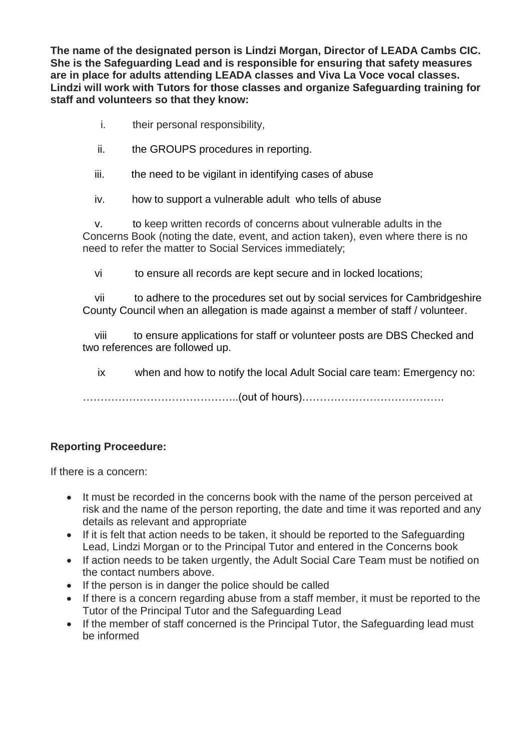**The name of the designated person is Lindzi Morgan, Director of LEADA Cambs CIC. She is the Safeguarding Lead and is responsible for ensuring that safety measures are in place for adults attending LEADA classes and Viva La Voce vocal classes. Lindzi will work with Tutors for those classes and organize Safeguarding training for staff and volunteers so that they know:**

i. their personal responsibility,

ii. the GROUPS procedures in reporting.

iii. the need to be vigilant in identifying cases of abuse

iv. how to support a vulnerable adult who tells of abuse

v. to keep written records of concerns about vulnerable adults in the Concerns Book (noting the date, event, and action taken), even where there is no need to refer the matter to Social Services immediately;

vi to ensure all records are kept secure and in locked locations;

vii to adhere to the procedures set out by social services for Cambridgeshire County Council when an allegation is made against a member of staff / volunteer.

viii to ensure applications for staff or volunteer posts are DBS Checked and two references are followed up.

ix when and how to notify the local Adult Social care team: Emergency no:

……………………………………..(out of hours)………………………………….

**Reporting Proceedure:**

If there is a concern:

- It must be recorded in the concerns book with the name of the person perceived at risk and the name of the person reporting, the date and time it was reported and any details as relevant and appropriate
- If it is felt that action needs to be taken, it should be reported to the Safeguarding Lead, Lindzi Morgan or to the Principal Tutor and entered in the Concerns book
- If action needs to be taken urgently, the Adult Social Care Team must be notified on the contact numbers above.
- If the person is in danger the police should be called
- If there is a concern regarding abuse from a staff member, it must be reported to the Tutor of the Principal Tutor and the Safeguarding Lead
- If the member of staff concerned is the Principal Tutor, the Safeguarding lead must be informed